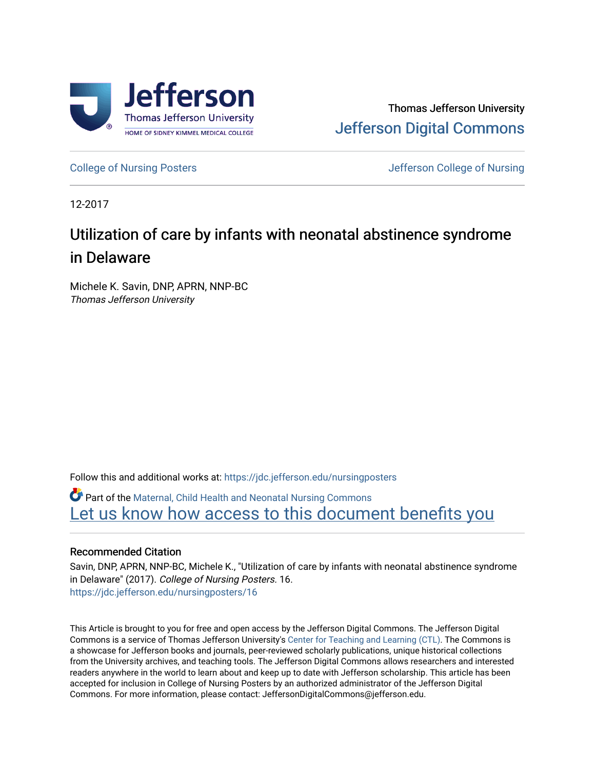Thomas Jefferson University

Jefferson Digital Commons

College of Nursing Posters | Jefferson College of Nursing

12-2017

# Utilization of care by infants with neonatal abstinence syndrome in Delaware

Michele K. Savin, DNP, APRN, NNP-BC
*Thomas Jefferson University*

Follow this and additional works at: https://jdc.jefferson.edu/nursingposters

Part of the Maternal, Child Health and Neonatal Nursing Commons

Let us know how access to this document benefits you

## Recommended Citation

Savin, DNP, APRN, NNP-BC, Michele K., "Utilization of care by infants with neonatal abstinence syndrome in Delaware" (2017). *College of Nursing Posters.* 16.
https://jdc.jefferson.edu/nursingposters/16

This Article is brought to you for free and open access by the Jefferson Digital Commons. The Jefferson Digital Commons is a service of Thomas Jefferson University's Center for Teaching and Learning (CTL). The Commons is a showcase for Jefferson books and journals, peer-reviewed scholarly publications, unique historical collections from the University archives, and teaching tools. The Jefferson Digital Commons allows researchers and interested readers anywhere in the world to learn about and keep up to date with Jefferson scholarship. This article has been accepted for inclusion in College of Nursing Posters by an authorized administrator of the Jefferson Digital Commons. For more information, please contact: JeffersonDigitalCommons@jefferson.edu.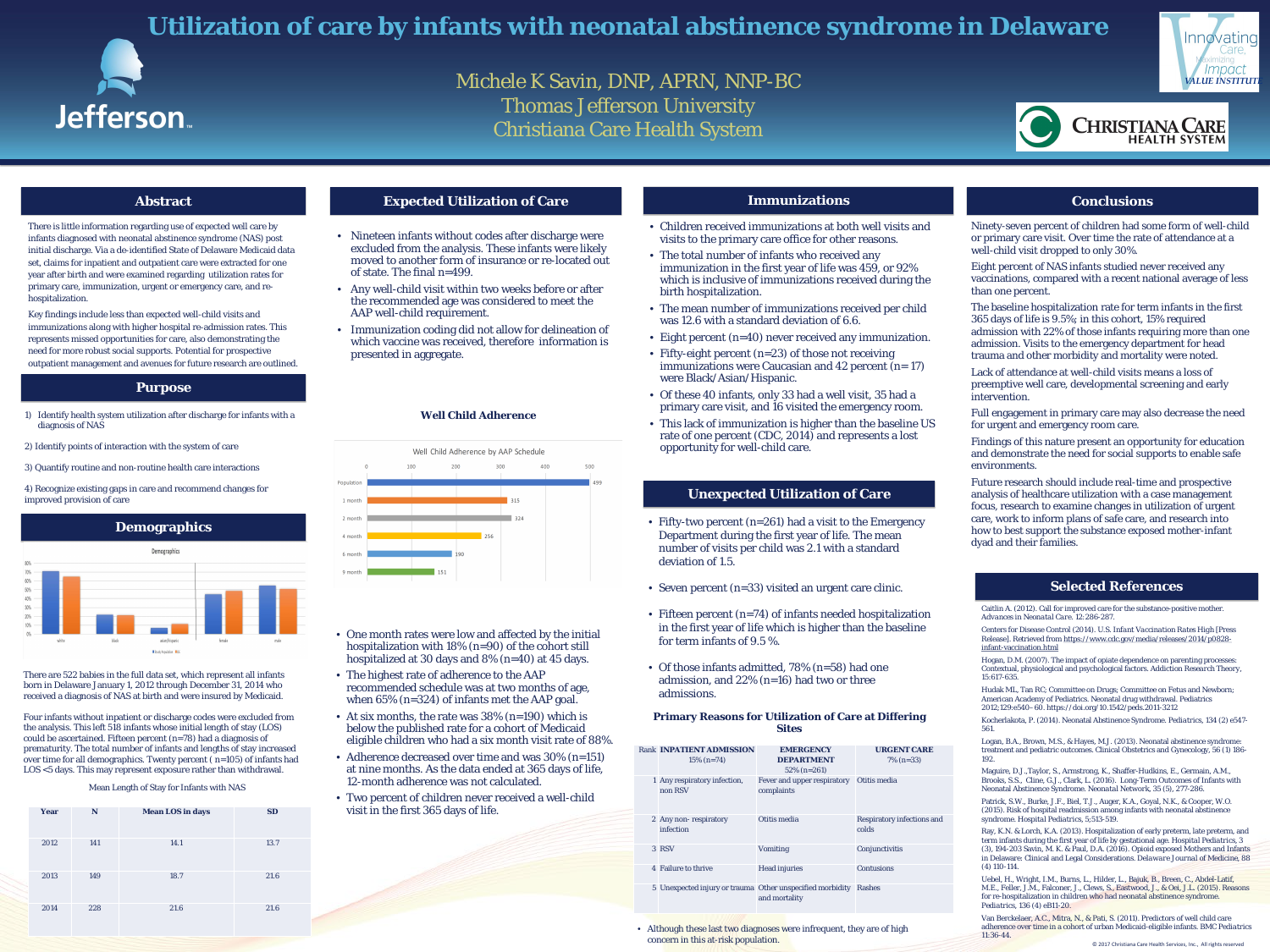# Utilization of care by infants with neonatal abstinence syndrome in Delaware

Michele K Savin, DNP, APRN, NNP-BC
Thomas Jefferson University
Christiana Care Health System

## Abstract

There is little information regarding use of expected well care by infants diagnosed with neonatal abstinence syndrome (NAS) post initial discharge. Via a de-identified State of Delaware Medicaid data set, claims for inpatient and outpatient care were extracted for one year after birth and were examined regarding utilization rates for primary care, immunization, urgent or emergency care, and re-hospitalization.

Key findings include less than expected well-child visits and immunizations along with higher hospital re-admission rates. This represents missed opportunities for care, also demonstrating the need for more robust social supports. Potential for prospective outpatient management and avenues for future research are outlined.

## Purpose

1) Identify health system utilization after discharge for infants with a diagnosis of NAS

2) Identify points of interaction with the system of care

3) Quantify routine and non-routine health care interactions

4) Recognize existing gaps in care and recommend changes for improved provision of care

## Demographics

Demographics

80%
70%
60%
50%
40%
30%
20%
10%
0%

white
black
asian/hispanic
female
male

Study Population
NAS

There are 522 babies in the full data set, which represent all infants born in Delaware January 1, 2012 through December 31, 2014 who received a diagnosis of NAS at birth and were insured by Medicaid.

Four infants without inpatient or discharge codes were excluded from the analysis. This left 518 infants whose initial length of stay (LOS) could be ascertained. Fifteen percent (n=78) had a diagnosis of prematurity. The total number of infants and lengths of stay increased over time for all demographics. Twenty percent ( n=105) of infants had LOS <5 days. This may represent exposure rather than withdrawal.

Mean Length of Stay for Infants with NAS

| Year | N | Mean LOS in days | SD |
|---|---|---|---|
| 2012 | 141 | 14.1 | 13.7 |
| 2013 | 149 | 18.7 | 21.6 |
| 2014 | 228 | 21.6 | 21.6 |

## Expected Utilization of Care

- Nineteen infants without codes after discharge were excluded from the analysis. These infants were likely moved to another form of insurance or re-located out of state. The final n=499.
- Any well-child visit within two weeks before or after the recommended age was considered to meet the AAP well-child requirement.
- Immunization coding did not allow for delineation of which vaccine was received, therefore information is presented in aggregate.

**Well Child Adherence**

Well Child Adherence by AAP Schedule

0 100 200 300 400 500

Population 499
1 month 315
2 month 324
4 month 256
6 month 190
9 month 151

- One month rates were low and affected by the initial hospitalization with 18% (n=90) of the cohort still hospitalized at 30 days and 8% (n=40) at 45 days.
- The highest rate of adherence to the AAP recommended schedule was at two months of age, when 65% (n=324) of infants met the AAP goal.
- At six months, the rate was 38% (n=190) which is below the published rate for a cohort of Medicaid eligible children who had a six month visit rate of 88%.
- Adherence decreased over time and was 30% (n=151) at nine months. As the data ended at 365 days of life, 12-month adherence was not calculated.
- Two percent of children never received a well-child visit in the first 365 days of life.

## Immunizations

- Children received immunizations at both well visits and visits to the primary care office for other reasons.
- The total number of infants who received any immunization in the first year of life was 459, or 92% which is inclusive of immunizations received during the birth hospitalization.
- The mean number of immunizations received per child was 12.6 with a standard deviation of 6.6.
- Eight percent (n=40) never received any immunization.
- Fifty-eight percent (n=23) of those not receiving immunizations were Caucasian and 42 percent (n= 17) were Black/Asian/Hispanic.
- Of these 40 infants, only 33 had a well visit, 35 had a primary care visit, and 16 visited the emergency room.
- This lack of immunization is higher than the baseline US rate of one percent (CDC, 2014) and represents a lost opportunity for well-child care.

## Unexpected Utilization of Care

- Fifty-two percent (n=261) had a visit to the Emergency Department during the first year of life. The mean number of visits per child was 2.1 with a standard deviation of 1.5.
- Seven percent (n=33) visited an urgent care clinic.
- Fifteen percent (n=74) of infants needed hospitalization in the first year of life which is higher than the baseline for term infants of 9.5 %.
- Of those infants admitted, 78% (n=58) had one admission, and 22% (n=16) had two or three admissions.

**Primary Reasons for Utilization of Care at Differing Sites**

| Rank | INPATIENT ADMISSION 15% (n=74) | EMERGENCY DEPARTMENT 52% (n=261) | URGENT CARE 7% (n=33) |
|---|---|---|---|
| 1 | Any respiratory infection, non RSV | Fever and upper respiratory complaints | Otitis media |
| 2 | Any non- respiratory infection | Otitis media | Respiratory infections and colds |
| 3 | RSV | Vomiting | Conjunctivitis |
| 4 | Failure to thrive | Head injuries | Contusions |
| 5 | Unexpected injury or trauma | Other unspecified morbidity and mortality | Rashes |

- Although these last two diagnoses were infrequent, they are of high concern in this at-risk population.

## Conclusions

Ninety-seven percent of children had some form of well-child or primary care visit. Over time the rate of attendance at a well-child visit dropped to only 30%.

Eight percent of NAS infants studied never received any vaccinations, compared with a recent national average of less than one percent.

The baseline hospitalization rate for term infants in the first 365 days of life is 9.5%; in this cohort, 15% required admission with 22% of those infants requiring more than one admission. Visits to the emergency department for head trauma and other morbidity and mortality were noted.

Lack of attendance at well-child visits means a loss of preemptive well care, developmental screening and early intervention.

Full engagement in primary care may also decrease the need for urgent and emergency room care.

Findings of this nature present an opportunity for education and demonstrate the need for social supports to enable safe environments.

Future research should include real-time and prospective analysis of healthcare utilization with a case management focus, research to examine changes in utilization of urgent care, work to inform plans of safe care, and research into how to best support the substance exposed mother-infant dyad and their families.

## Selected References

Caitlin A. (2012). Call for improved care for the substance-positive mother. Advances in Neonatal Care. 12:286-287.

Centers for Disease Control (2014). U.S. Infant Vaccination Rates High [Press Release]. Retrieved from https://www.cdc.gov/media/releases/2014/p0828-infant-vaccination.html

Hogan, D.M. (2007). The impact of opiate dependence on parenting processes: Contextual, physiological and psychological factors. Addiction Research Theory, 15:617-635.

Hudak ML, Tan RC; Committee on Drugs; Committee on Fetus and Newborn; American Academy of Pediatrics. Neonatal drug withdrawal. Pediatrics 2012;129:e540–60. https://doi.org/10.1542/peds.2011-3212

Kocherlakota, P. (2014). Neonatal Abstinence Syndrome. Pediatrics, 134 (2) e547-561.

Logan, B.A., Brown, M.S., & Hayes, M.J . (2013). Neonatal abstinence syndrome: treatment and pediatric outcomes. Clinical Obstetrics and Gynecology, 56 (1) 186-192.

Maguire, D.J.,Taylor, S., Armstrong, K., Shaffer-Hudkins, E., Germain, A.M., Brooks, S.S., Cline, G.J., Clark, L. (2016). Long-Term Outcomes of Infants with Neonatal Abstinence Syndrome. Neonatal Network, 35 (5), 277-286.

Patrick, S.W., Burke, J.F., Biel, T.J., Auger, K.A., Goyal, N.K., & Cooper, W.O. (2015). Risk of hospital readmission among infants with neonatal abstinence syndrome. Hospital Pediatrics, 5;513-519.

Ray, K.N. & Lorch, K.A. (2013). Hospitalization of early preterm, late preterm, and term infants during the first year of life by gestational age. Hospital Pediatrics, 3 (3), 194-203 Savin, M. K. & Paul, D.A. (2016). Opioid exposed Mothers and Infants in Delaware: Clinical and Legal Considerations. Delaware Journal of Medicine, 88 (4) 110-114.

Uebel, H., Wright, I.M., Burns, L., Hilder, L., Bajuk, B., Breen, C., Abdel-Latif, M.E., Feller, J.M., Falconer, J., Clews, S., Eastwood, J., & Oei, J. L. (2015). Reasons for re-hospitalization in children who had neonatal abstinence syndrome. Pediatrics, 136 (4) e811-20.

Van Berckelaer, A.C., Mitra, N., & Pati, S. (2011). Predictors of well child care adherence over time in a cohort of urban Medicaid-eligible infants. BMC Pediatrics 11:36-44.

© 2017 Christiana Care Health Services, Inc., All rights reserved